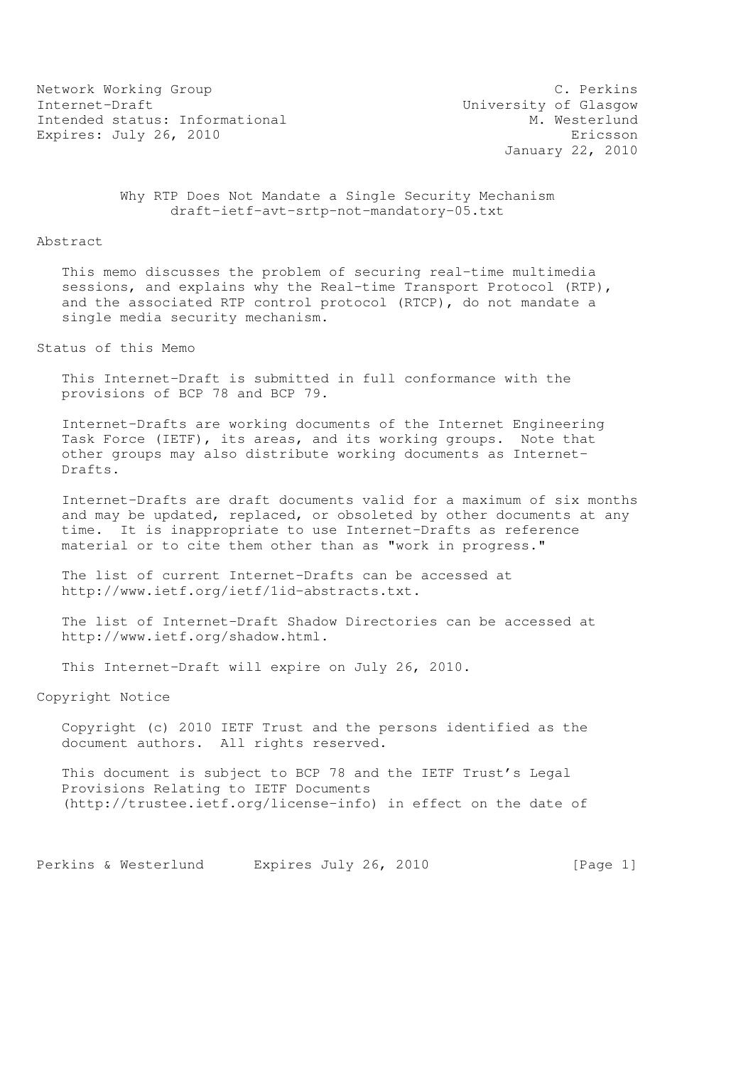Network Working Group C. Perkins
Internet-Draft University of Glasgow
Intended status: Informational M. Westerlund
Expires: July 26, 2010 Ericsson
January 22, 2010

# Why RTP Does Not Mandate a Single Security Mechanism
draft-ietf-avt-srtp-not-mandatory-05.txt

## Abstract

This memo discusses the problem of securing real-time multimedia sessions, and explains why the Real-time Transport Protocol (RTP), and the associated RTP control protocol (RTCP), do not mandate a single media security mechanism.

## Status of this Memo

This Internet-Draft is submitted in full conformance with the provisions of BCP 78 and BCP 79.

Internet-Drafts are working documents of the Internet Engineering Task Force (IETF), its areas, and its working groups. Note that other groups may also distribute working documents as Internet-Drafts.

Internet-Drafts are draft documents valid for a maximum of six months and may be updated, replaced, or obsoleted by other documents at any time. It is inappropriate to use Internet-Drafts as reference material or to cite them other than as "work in progress."

The list of current Internet-Drafts can be accessed at http://www.ietf.org/ietf/1id-abstracts.txt.

The list of Internet-Draft Shadow Directories can be accessed at http://www.ietf.org/shadow.html.

This Internet-Draft will expire on July 26, 2010.

## Copyright Notice

Copyright (c) 2010 IETF Trust and the persons identified as the document authors. All rights reserved.

This document is subject to BCP 78 and the IETF Trust's Legal Provisions Relating to IETF Documents (http://trustee.ietf.org/license-info) in effect on the date of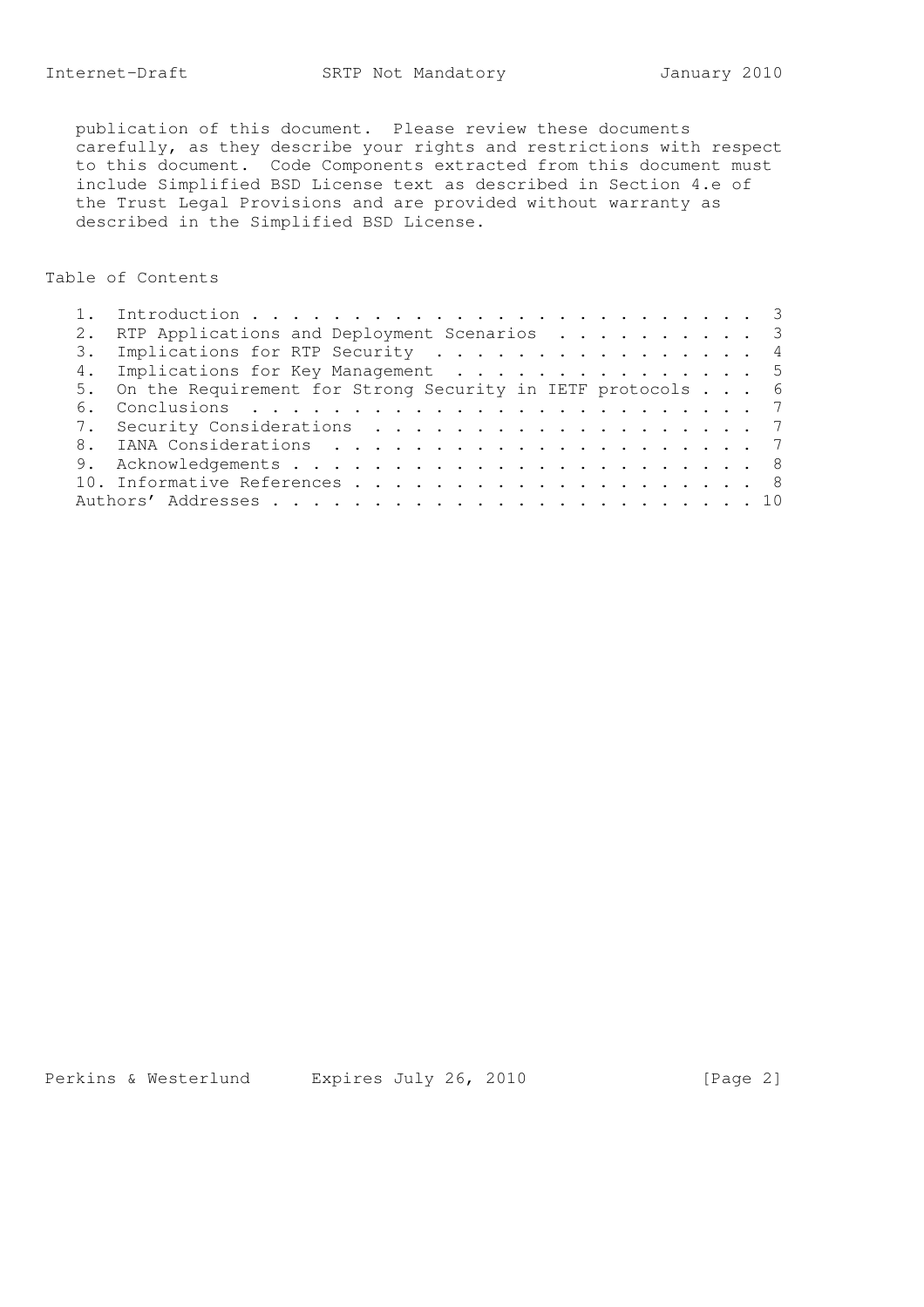publication of this document. Please review these documents carefully, as they describe your rights and restrictions with respect to this document. Code Components extracted from this document must include Simplified BSD License text as described in Section 4.e of the Trust Legal Provisions and are provided without warranty as described in the Simplified BSD License.

## Table of Contents

```
   1.  Introduction . . . . . . . . . . . . . . . . . . . . . . . . . 3
   2.  RTP Applications and Deployment Scenarios  . . . . . . . . . . 3
   3.  Implications for RTP Security  . . . . . . . . . . . . . . . . 4
   4.  Implications for Key Management  . . . . . . . . . . . . . . . 5
   5.  On the Requirement for Strong Security in IETF protocols . . . 6
   6.  Conclusions  . . . . . . . . . . . . . . . . . . . . . . . . . 7
   7.  Security Considerations  . . . . . . . . . . . . . . . . . . . 7
   8.  IANA Considerations  . . . . . . . . . . . . . . . . . . . . . 7
   9.  Acknowledgements . . . . . . . . . . . . . . . . . . . . . . . 8
   10. Informative References . . . . . . . . . . . . . . . . . . . . 8
   Authors' Addresses . . . . . . . . . . . . . . . . . . . . . . . . 10
```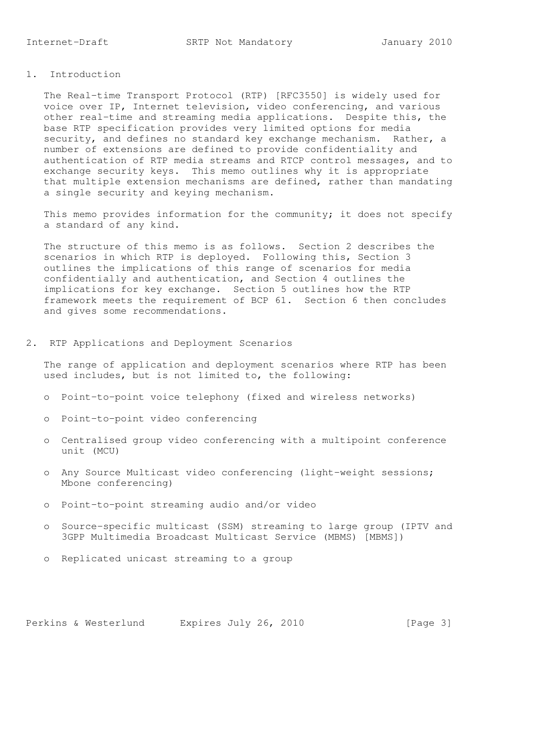## 1. Introduction

The Real-time Transport Protocol (RTP) [RFC3550] is widely used for voice over IP, Internet television, video conferencing, and various other real-time and streaming media applications. Despite this, the base RTP specification provides very limited options for media security, and defines no standard key exchange mechanism. Rather, a number of extensions are defined to provide confidentiality and authentication of RTP media streams and RTCP control messages, and to exchange security keys. This memo outlines why it is appropriate that multiple extension mechanisms are defined, rather than mandating a single security and keying mechanism.

This memo provides information for the community; it does not specify a standard of any kind.

The structure of this memo is as follows. Section 2 describes the scenarios in which RTP is deployed. Following this, Section 3 outlines the implications of this range of scenarios for media confidentially and authentication, and Section 4 outlines the implications for key exchange. Section 5 outlines how the RTP framework meets the requirement of BCP 61. Section 6 then concludes and gives some recommendations.

## 2. RTP Applications and Deployment Scenarios

The range of application and deployment scenarios where RTP has been used includes, but is not limited to, the following:

- Point-to-point voice telephony (fixed and wireless networks)
- Point-to-point video conferencing
- Centralised group video conferencing with a multipoint conference unit (MCU)
- Any Source Multicast video conferencing (light-weight sessions; Mbone conferencing)
- Point-to-point streaming audio and/or video
- Source-specific multicast (SSM) streaming to large group (IPTV and 3GPP Multimedia Broadcast Multicast Service (MBMS) [MBMS])
- Replicated unicast streaming to a group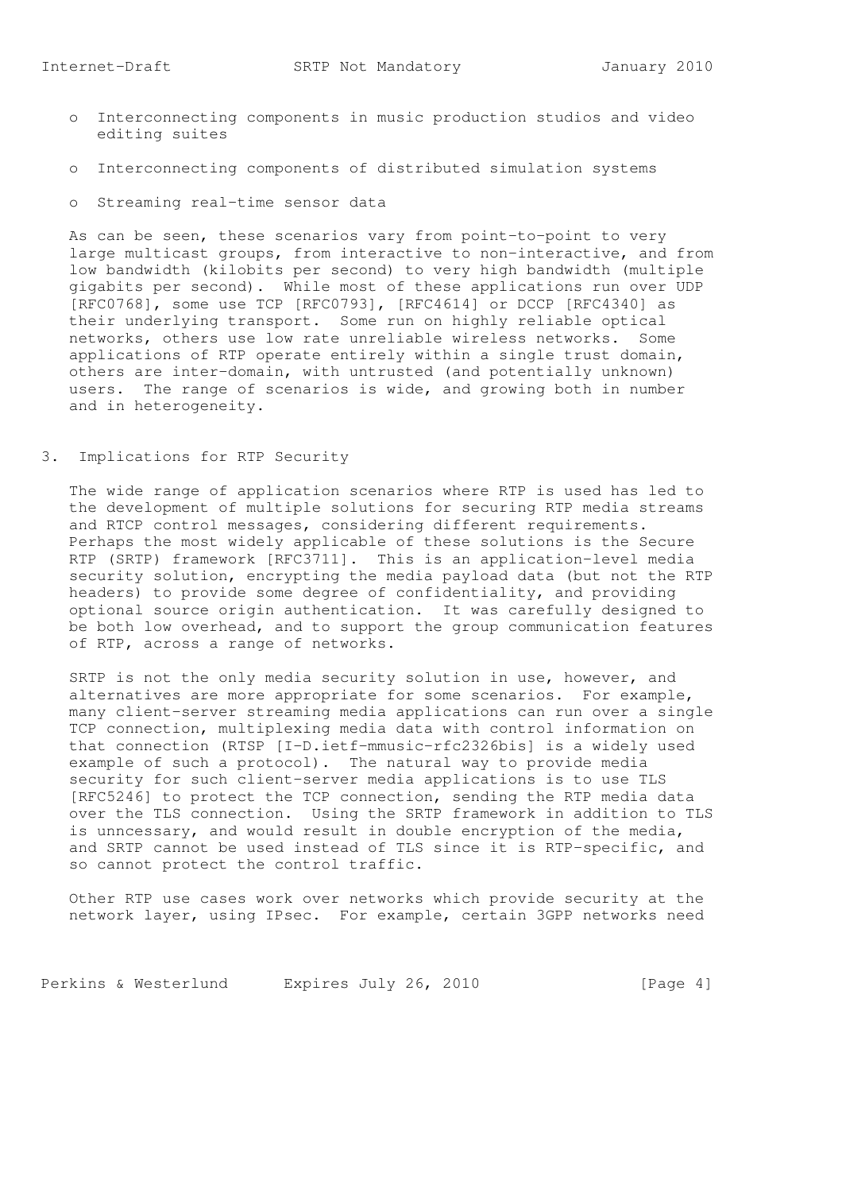- Interconnecting components in music production studios and video editing suites

- Interconnecting components of distributed simulation systems

- Streaming real-time sensor data

As can be seen, these scenarios vary from point-to-point to very large multicast groups, from interactive to non-interactive, and from low bandwidth (kilobits per second) to very high bandwidth (multiple gigabits per second). While most of these applications run over UDP [RFC0768], some use TCP [RFC0793], [RFC4614] or DCCP [RFC4340] as their underlying transport. Some run on highly reliable optical networks, others use low rate unreliable wireless networks. Some applications of RTP operate entirely within a single trust domain, others are inter-domain, with untrusted (and potentially unknown) users. The range of scenarios is wide, and growing both in number and in heterogeneity.

## 3. Implications for RTP Security

The wide range of application scenarios where RTP is used has led to the development of multiple solutions for securing RTP media streams and RTCP control messages, considering different requirements. Perhaps the most widely applicable of these solutions is the Secure RTP (SRTP) framework [RFC3711]. This is an application-level media security solution, encrypting the media payload data (but not the RTP headers) to provide some degree of confidentiality, and providing optional source origin authentication. It was carefully designed to be both low overhead, and to support the group communication features of RTP, across a range of networks.

SRTP is not the only media security solution in use, however, and alternatives are more appropriate for some scenarios. For example, many client-server streaming media applications can run over a single TCP connection, multiplexing media data with control information on that connection (RTSP [I-D.ietf-mmusic-rfc2326bis] is a widely used example of such a protocol). The natural way to provide media security for such client-server media applications is to use TLS [RFC5246] to protect the TCP connection, sending the RTP media data over the TLS connection. Using the SRTP framework in addition to TLS is unncessary, and would result in double encryption of the media, and SRTP cannot be used instead of TLS since it is RTP-specific, and so cannot protect the control traffic.

Other RTP use cases work over networks which provide security at the network layer, using IPsec. For example, certain 3GPP networks need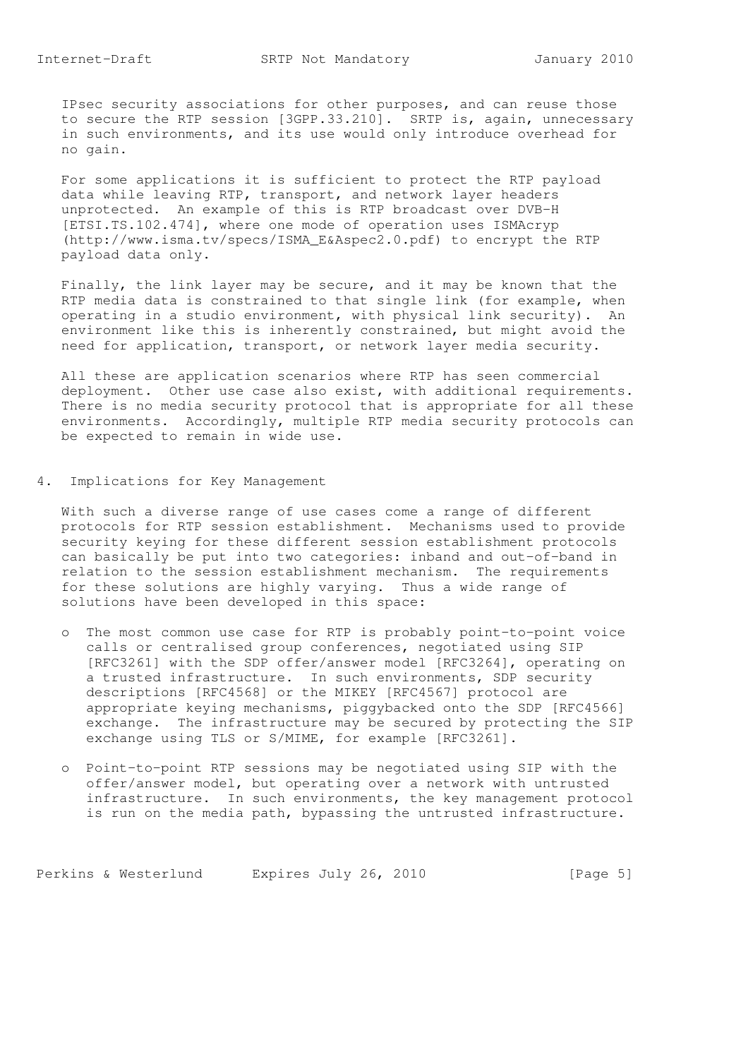IPsec security associations for other purposes, and can reuse those to secure the RTP session [3GPP.33.210]. SRTP is, again, unnecessary in such environments, and its use would only introduce overhead for no gain.

For some applications it is sufficient to protect the RTP payload data while leaving RTP, transport, and network layer headers unprotected. An example of this is RTP broadcast over DVB-H [ETSI.TS.102.474], where one mode of operation uses ISMAcryp (http://www.isma.tv/specs/ISMA_E&Aspec2.0.pdf) to encrypt the RTP payload data only.

Finally, the link layer may be secure, and it may be known that the RTP media data is constrained to that single link (for example, when operating in a studio environment, with physical link security). An environment like this is inherently constrained, but might avoid the need for application, transport, or network layer media security.

All these are application scenarios where RTP has seen commercial deployment. Other use case also exist, with additional requirements. There is no media security protocol that is appropriate for all these environments. Accordingly, multiple RTP media security protocols can be expected to remain in wide use.

## 4. Implications for Key Management

With such a diverse range of use cases come a range of different protocols for RTP session establishment. Mechanisms used to provide security keying for these different session establishment protocols can basically be put into two categories: inband and out-of-band in relation to the session establishment mechanism. The requirements for these solutions are highly varying. Thus a wide range of solutions have been developed in this space:

- The most common use case for RTP is probably point-to-point voice calls or centralised group conferences, negotiated using SIP [RFC3261] with the SDP offer/answer model [RFC3264], operating on a trusted infrastructure. In such environments, SDP security descriptions [RFC4568] or the MIKEY [RFC4567] protocol are appropriate keying mechanisms, piggybacked onto the SDP [RFC4566] exchange. The infrastructure may be secured by protecting the SIP exchange using TLS or S/MIME, for example [RFC3261].

- Point-to-point RTP sessions may be negotiated using SIP with the offer/answer model, but operating over a network with untrusted infrastructure. In such environments, the key management protocol is run on the media path, bypassing the untrusted infrastructure.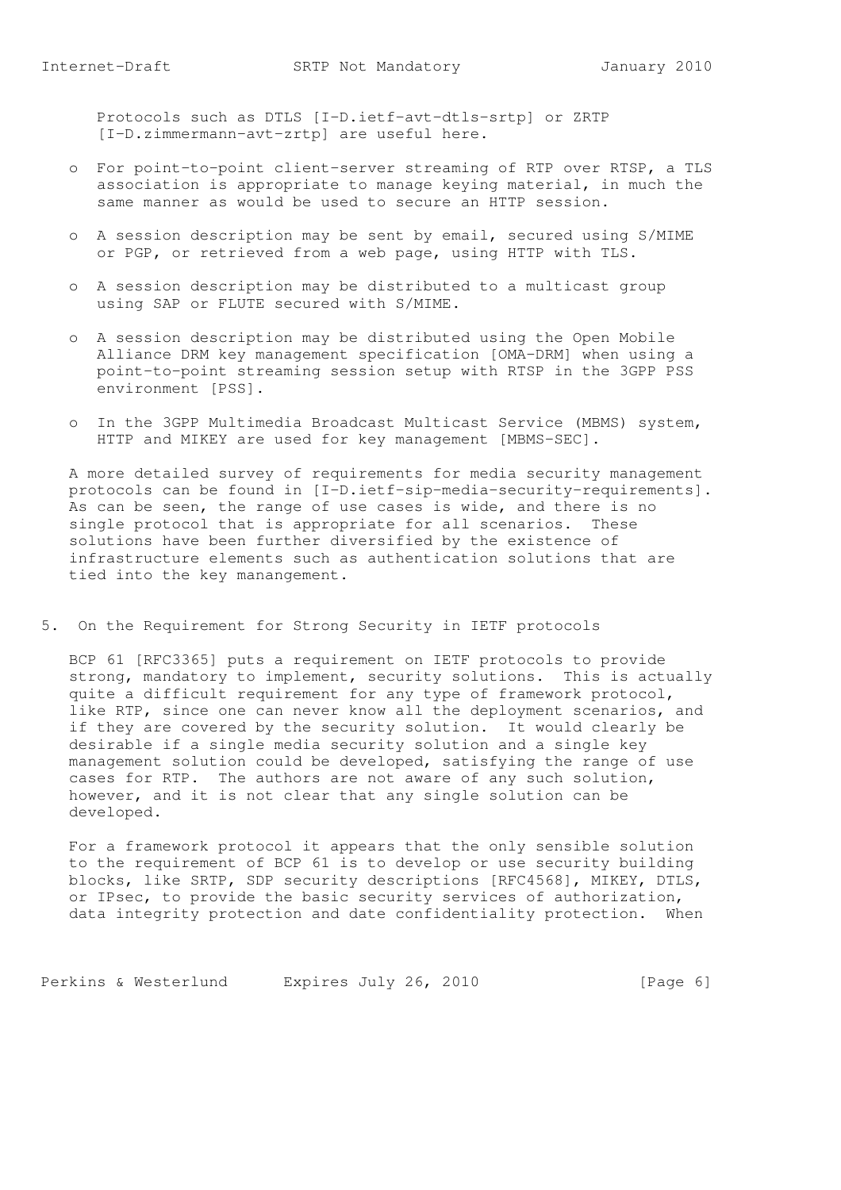Protocols such as DTLS [I-D.ietf-avt-dtls-srtp] or ZRTP [I-D.zimmermann-avt-zrtp] are useful here.

- For point-to-point client-server streaming of RTP over RTSP, a TLS association is appropriate to manage keying material, in much the same manner as would be used to secure an HTTP session.

- A session description may be sent by email, secured using S/MIME or PGP, or retrieved from a web page, using HTTP with TLS.

- A session description may be distributed to a multicast group using SAP or FLUTE secured with S/MIME.

- A session description may be distributed using the Open Mobile Alliance DRM key management specification [OMA-DRM] when using a point-to-point streaming session setup with RTSP in the 3GPP PSS environment [PSS].

- In the 3GPP Multimedia Broadcast Multicast Service (MBMS) system, HTTP and MIKEY are used for key management [MBMS-SEC].

A more detailed survey of requirements for media security management protocols can be found in [I-D.ietf-sip-media-security-requirements]. As can be seen, the range of use cases is wide, and there is no single protocol that is appropriate for all scenarios. These solutions have been further diversified by the existence of infrastructure elements such as authentication solutions that are tied into the key manangement.

## 5. On the Requirement for Strong Security in IETF protocols

BCP 61 [RFC3365] puts a requirement on IETF protocols to provide strong, mandatory to implement, security solutions. This is actually quite a difficult requirement for any type of framework protocol, like RTP, since one can never know all the deployment scenarios, and if they are covered by the security solution. It would clearly be desirable if a single media security solution and a single key management solution could be developed, satisfying the range of use cases for RTP. The authors are not aware of any such solution, however, and it is not clear that any single solution can be developed.

For a framework protocol it appears that the only sensible solution to the requirement of BCP 61 is to develop or use security building blocks, like SRTP, SDP security descriptions [RFC4568], MIKEY, DTLS, or IPsec, to provide the basic security services of authorization, data integrity protection and date confidentiality protection. When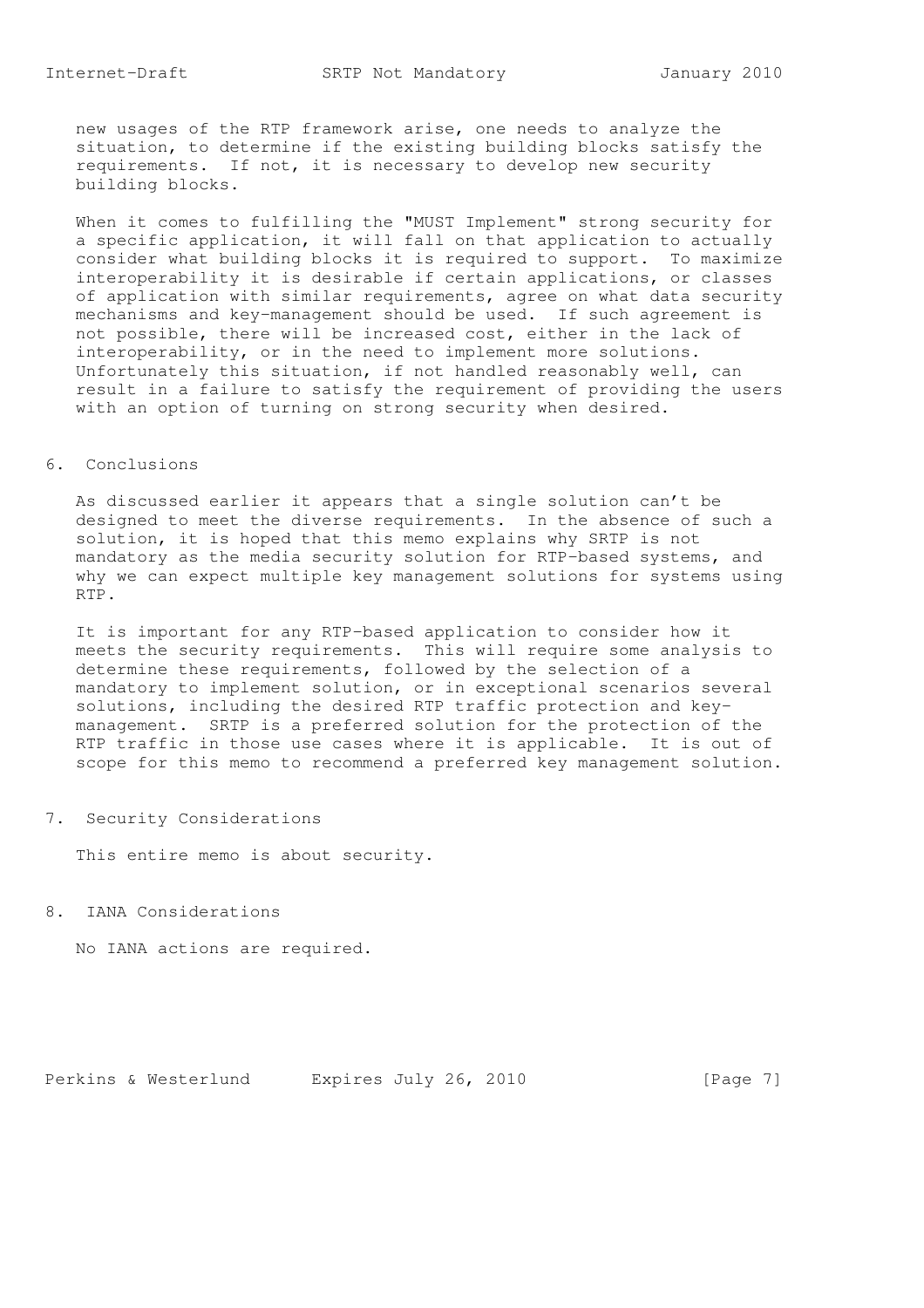new usages of the RTP framework arise, one needs to analyze the situation, to determine if the existing building blocks satisfy the requirements. If not, it is necessary to develop new security building blocks.

When it comes to fulfilling the "MUST Implement" strong security for a specific application, it will fall on that application to actually consider what building blocks it is required to support. To maximize interoperability it is desirable if certain applications, or classes of application with similar requirements, agree on what data security mechanisms and key-management should be used. If such agreement is not possible, there will be increased cost, either in the lack of interoperability, or in the need to implement more solutions. Unfortunately this situation, if not handled reasonably well, can result in a failure to satisfy the requirement of providing the users with an option of turning on strong security when desired.

## 6. Conclusions

As discussed earlier it appears that a single solution can't be designed to meet the diverse requirements. In the absence of such a solution, it is hoped that this memo explains why SRTP is not mandatory as the media security solution for RTP-based systems, and why we can expect multiple key management solutions for systems using RTP.

It is important for any RTP-based application to consider how it meets the security requirements. This will require some analysis to determine these requirements, followed by the selection of a mandatory to implement solution, or in exceptional scenarios several solutions, including the desired RTP traffic protection and key-management. SRTP is a preferred solution for the protection of the RTP traffic in those use cases where it is applicable. It is out of scope for this memo to recommend a preferred key management solution.

## 7. Security Considerations

This entire memo is about security.

## 8. IANA Considerations

No IANA actions are required.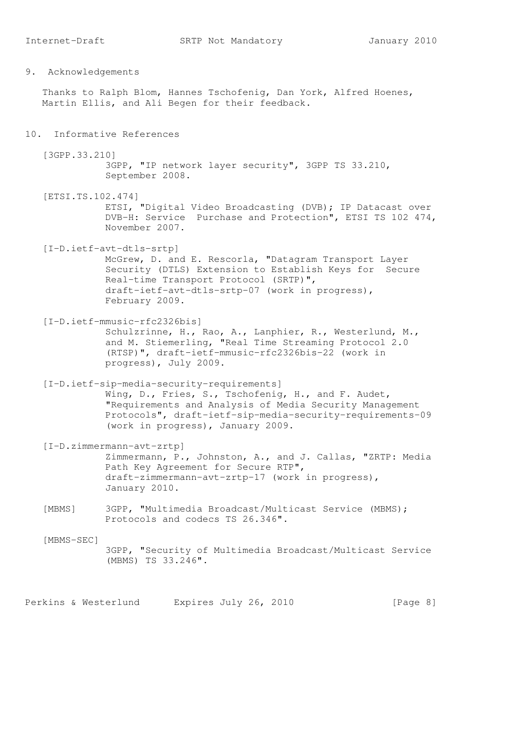## 9. Acknowledgements

Thanks to Ralph Blom, Hannes Tschofenig, Dan York, Alfred Hoenes, Martin Ellis, and Ali Begen for their feedback.

## 10. Informative References

[3GPP.33.210]
3GPP, "IP network layer security", 3GPP TS 33.210, September 2008.

[ETSI.TS.102.474]
ETSI, "Digital Video Broadcasting (DVB); IP Datacast over DVB-H: Service Purchase and Protection", ETSI TS 102 474, November 2007.

[I-D.ietf-avt-dtls-srtp]
McGrew, D. and E. Rescorla, "Datagram Transport Layer Security (DTLS) Extension to Establish Keys for Secure Real-time Transport Protocol (SRTP)", draft-ietf-avt-dtls-srtp-07 (work in progress), February 2009.

[I-D.ietf-mmusic-rfc2326bis]
Schulzrinne, H., Rao, A., Lanphier, R., Westerlund, M., and M. Stiemerling, "Real Time Streaming Protocol 2.0 (RTSP)", draft-ietf-mmusic-rfc2326bis-22 (work in progress), July 2009.

[I-D.ietf-sip-media-security-requirements]
Wing, D., Fries, S., Tschofenig, H., and F. Audet, "Requirements and Analysis of Media Security Management Protocols", draft-ietf-sip-media-security-requirements-09 (work in progress), January 2009.

[I-D.zimmermann-avt-zrtp]
Zimmermann, P., Johnston, A., and J. Callas, "ZRTP: Media Path Key Agreement for Secure RTP", draft-zimmermann-avt-zrtp-17 (work in progress), January 2010.

[MBMS]
3GPP, "Multimedia Broadcast/Multicast Service (MBMS); Protocols and codecs TS 26.346".

[MBMS-SEC]
3GPP, "Security of Multimedia Broadcast/Multicast Service (MBMS) TS 33.246".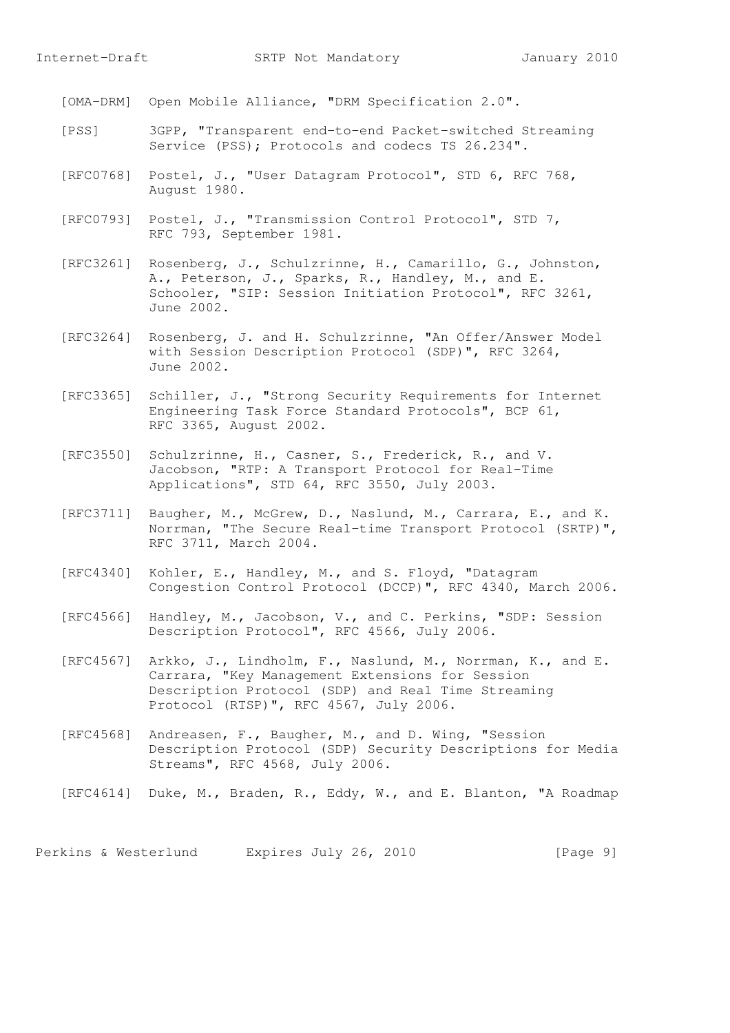[OMA-DRM] Open Mobile Alliance, "DRM Specification 2.0".

[PSS] 3GPP, "Transparent end-to-end Packet-switched Streaming Service (PSS); Protocols and codecs TS 26.234".

[RFC0768] Postel, J., "User Datagram Protocol", STD 6, RFC 768, August 1980.

[RFC0793] Postel, J., "Transmission Control Protocol", STD 7, RFC 793, September 1981.

[RFC3261] Rosenberg, J., Schulzrinne, H., Camarillo, G., Johnston, A., Peterson, J., Sparks, R., Handley, M., and E. Schooler, "SIP: Session Initiation Protocol", RFC 3261, June 2002.

[RFC3264] Rosenberg, J. and H. Schulzrinne, "An Offer/Answer Model with Session Description Protocol (SDP)", RFC 3264, June 2002.

[RFC3365] Schiller, J., "Strong Security Requirements for Internet Engineering Task Force Standard Protocols", BCP 61, RFC 3365, August 2002.

[RFC3550] Schulzrinne, H., Casner, S., Frederick, R., and V. Jacobson, "RTP: A Transport Protocol for Real-Time Applications", STD 64, RFC 3550, July 2003.

[RFC3711] Baugher, M., McGrew, D., Naslund, M., Carrara, E., and K. Norrman, "The Secure Real-time Transport Protocol (SRTP)", RFC 3711, March 2004.

[RFC4340] Kohler, E., Handley, M., and S. Floyd, "Datagram Congestion Control Protocol (DCCP)", RFC 4340, March 2006.

[RFC4566] Handley, M., Jacobson, V., and C. Perkins, "SDP: Session Description Protocol", RFC 4566, July 2006.

[RFC4567] Arkko, J., Lindholm, F., Naslund, M., Norrman, K., and E. Carrara, "Key Management Extensions for Session Description Protocol (SDP) and Real Time Streaming Protocol (RTSP)", RFC 4567, July 2006.

[RFC4568] Andreasen, F., Baugher, M., and D. Wing, "Session Description Protocol (SDP) Security Descriptions for Media Streams", RFC 4568, July 2006.

[RFC4614] Duke, M., Braden, R., Eddy, W., and E. Blanton, "A Roadmap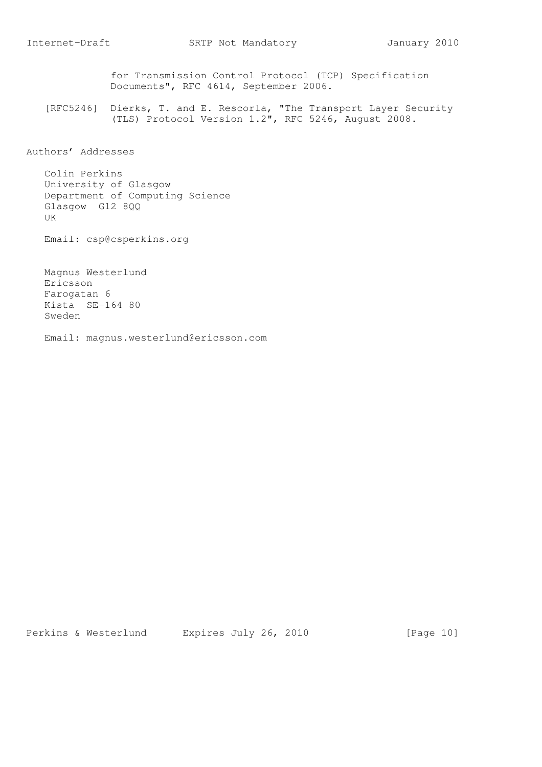for Transmission Control Protocol (TCP) Specification Documents", RFC 4614, September 2006.

[RFC5246] Dierks, T. and E. Rescorla, "The Transport Layer Security (TLS) Protocol Version 1.2", RFC 5246, August 2008.

## Authors' Addresses

Colin Perkins  
University of Glasgow  
Department of Computing Science  
Glasgow G12 8QQ  
UK

Email: csp@csperkins.org

Magnus Westerlund  
Ericsson  
Farogatan 6  
Kista SE-164 80  
Sweden

Email: magnus.westerlund@ericsson.com